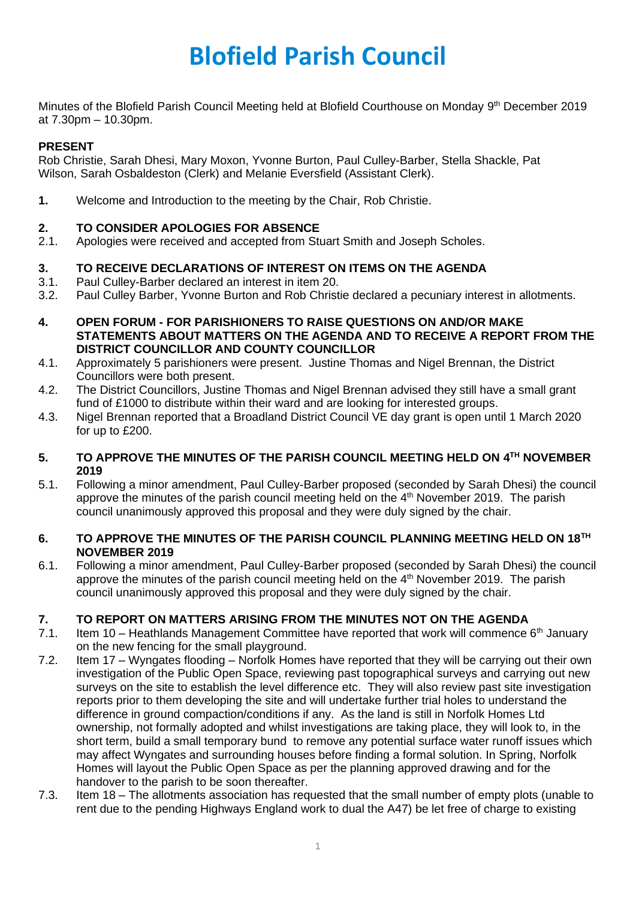# Blofield Parish Council

Minutes of the Blofield Parish Council Meeting held at Blofield Courthouse on Monday 9th December 2019 at 7.30pm – 10.30pm.

**PRESENT**

Rob Christie, Sarah Dhesi, Mary Moxon, Yvonne Burton, Paul Culley-Barber, Stella Shackle, Pat Wilson, Sarah Osbaldeston (Clerk) and Melanie Eversfield (Assistant Clerk).

**1.** Welcome and Introduction to the meeting by the Chair, Rob Christie.

**2. TO CONSIDER APOLOGIES FOR ABSENCE**

2.1. Apologies were received and accepted from Stuart Smith and Joseph Scholes.

**3. TO RECEIVE DECLARATIONS OF INTEREST ON ITEMS ON THE AGENDA**

3.1. Paul Culley-Barber declared an interest in item 20.

3.2. Paul Culley Barber, Yvonne Burton and Rob Christie declared a pecuniary interest in allotments.

**4. OPEN FORUM - FOR PARISHIONERS TO RAISE QUESTIONS ON AND/OR MAKE STATEMENTS ABOUT MATTERS ON THE AGENDA AND TO RECEIVE A REPORT FROM THE DISTRICT COUNCILLOR AND COUNTY COUNCILLOR**

4.1. Approximately 5 parishioners were present. Justine Thomas and Nigel Brennan, the District Councillors were both present.

4.2. The District Councillors, Justine Thomas and Nigel Brennan advised they still have a small grant fund of £1000 to distribute within their ward and are looking for interested groups.

4.3. Nigel Brennan reported that a Broadland District Council VE day grant is open until 1 March 2020 for up to £200.

**5. TO APPROVE THE MINUTES OF THE PARISH COUNCIL MEETING HELD ON 4TH NOVEMBER 2019**

5.1. Following a minor amendment, Paul Culley-Barber proposed (seconded by Sarah Dhesi) the council approve the minutes of the parish council meeting held on the 4th November 2019. The parish council unanimously approved this proposal and they were duly signed by the chair.

**6. TO APPROVE THE MINUTES OF THE PARISH COUNCIL PLANNING MEETING HELD ON 18TH NOVEMBER 2019**

6.1. Following a minor amendment, Paul Culley-Barber proposed (seconded by Sarah Dhesi) the council approve the minutes of the parish council meeting held on the 4th November 2019. The parish council unanimously approved this proposal and they were duly signed by the chair.

**7. TO REPORT ON MATTERS ARISING FROM THE MINUTES NOT ON THE AGENDA**

7.1. Item 10 – Heathlands Management Committee have reported that work will commence 6th January on the new fencing for the small playground.

7.2. Item 17 – Wyngates flooding – Norfolk Homes have reported that they will be carrying out their own investigation of the Public Open Space, reviewing past topographical surveys and carrying out new surveys on the site to establish the level difference etc. They will also review past site investigation reports prior to them developing the site and will undertake further trial holes to understand the difference in ground compaction/conditions if any. As the land is still in Norfolk Homes Ltd ownership, not formally adopted and whilst investigations are taking place, they will look to, in the short term, build a small temporary bund to remove any potential surface water runoff issues which may affect Wyngates and surrounding houses before finding a formal solution. In Spring, Norfolk Homes will layout the Public Open Space as per the planning approved drawing and for the handover to the parish to be soon thereafter.

7.3. Item 18 – The allotments association has requested that the small number of empty plots (unable to rent due to the pending Highways England work to dual the A47) be let free of charge to existing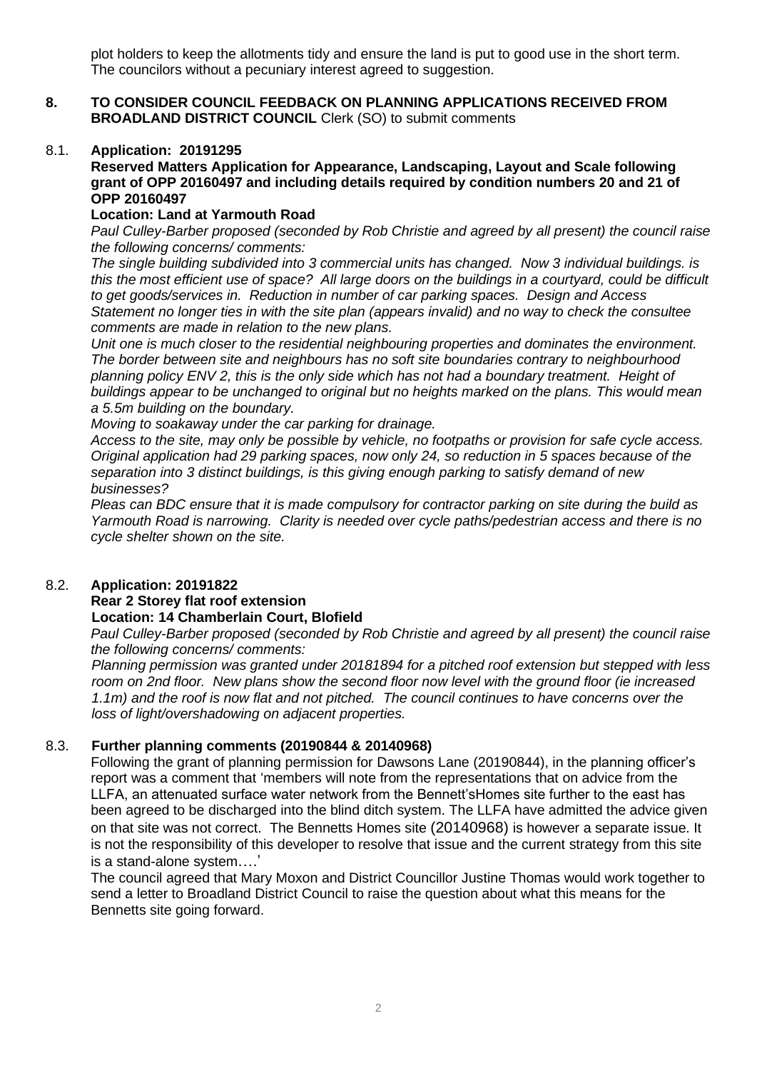plot holders to keep the allotments tidy and ensure the land is put to good use in the short term. The councilors without a pecuniary interest agreed to suggestion.

## 8. TO CONSIDER COUNCIL FEEDBACK ON PLANNING APPLICATIONS RECEIVED FROM BROADLAND DISTRICT COUNCIL Clerk (SO) to submit comments

### 8.1. Application: 20191295

**Reserved Matters Application for Appearance, Landscaping, Layout and Scale following grant of OPP 20160497 and including details required by condition numbers 20 and 21 of OPP 20160497**

**Location: Land at Yarmouth Road**

*Paul Culley-Barber proposed (seconded by Rob Christie and agreed by all present) the council raise the following concerns/ comments:*

*The single building subdivided into 3 commercial units has changed. Now 3 individual buildings. is this the most efficient use of space? All large doors on the buildings in a courtyard, could be difficult to get goods/services in. Reduction in number of car parking spaces. Design and Access Statement no longer ties in with the site plan (appears invalid) and no way to check the consultee comments are made in relation to the new plans.*

*Unit one is much closer to the residential neighbouring properties and dominates the environment. The border between site and neighbours has no soft site boundaries contrary to neighbourhood planning policy ENV 2, this is the only side which has not had a boundary treatment. Height of buildings appear to be unchanged to original but no heights marked on the plans. This would mean a 5.5m building on the boundary.*

*Moving to soakaway under the car parking for drainage.*

*Access to the site, may only be possible by vehicle, no footpaths or provision for safe cycle access. Original application had 29 parking spaces, now only 24, so reduction in 5 spaces because of the separation into 3 distinct buildings, is this giving enough parking to satisfy demand of new businesses?*

*Pleas can BDC ensure that it is made compulsory for contractor parking on site during the build as Yarmouth Road is narrowing. Clarity is needed over cycle paths/pedestrian access and there is no cycle shelter shown on the site.*

### 8.2. Application: 20191822

**Rear 2 Storey flat roof extension**

**Location: 14 Chamberlain Court, Blofield**

*Paul Culley-Barber proposed (seconded by Rob Christie and agreed by all present) the council raise the following concerns/ comments:*

*Planning permission was granted under 20181894 for a pitched roof extension but stepped with less room on 2nd floor. New plans show the second floor now level with the ground floor (ie increased 1.1m) and the roof is now flat and not pitched. The council continues to have concerns over the loss of light/overshadowing on adjacent properties.*

### 8.3. Further planning comments (20190844 & 20140968)

Following the grant of planning permission for Dawsons Lane (20190844), in the planning officer's report was a comment that 'members will note from the representations that on advice from the LLFA, an attenuated surface water network from the Bennett'sHomes site further to the east has been agreed to be discharged into the blind ditch system. The LLFA have admitted the advice given on that site was not correct. The Bennetts Homes site (20140968) is however a separate issue. It is not the responsibility of this developer to resolve that issue and the current strategy from this site is a stand-alone system….'

The council agreed that Mary Moxon and District Councillor Justine Thomas would work together to send a letter to Broadland District Council to raise the question about what this means for the Bennetts site going forward.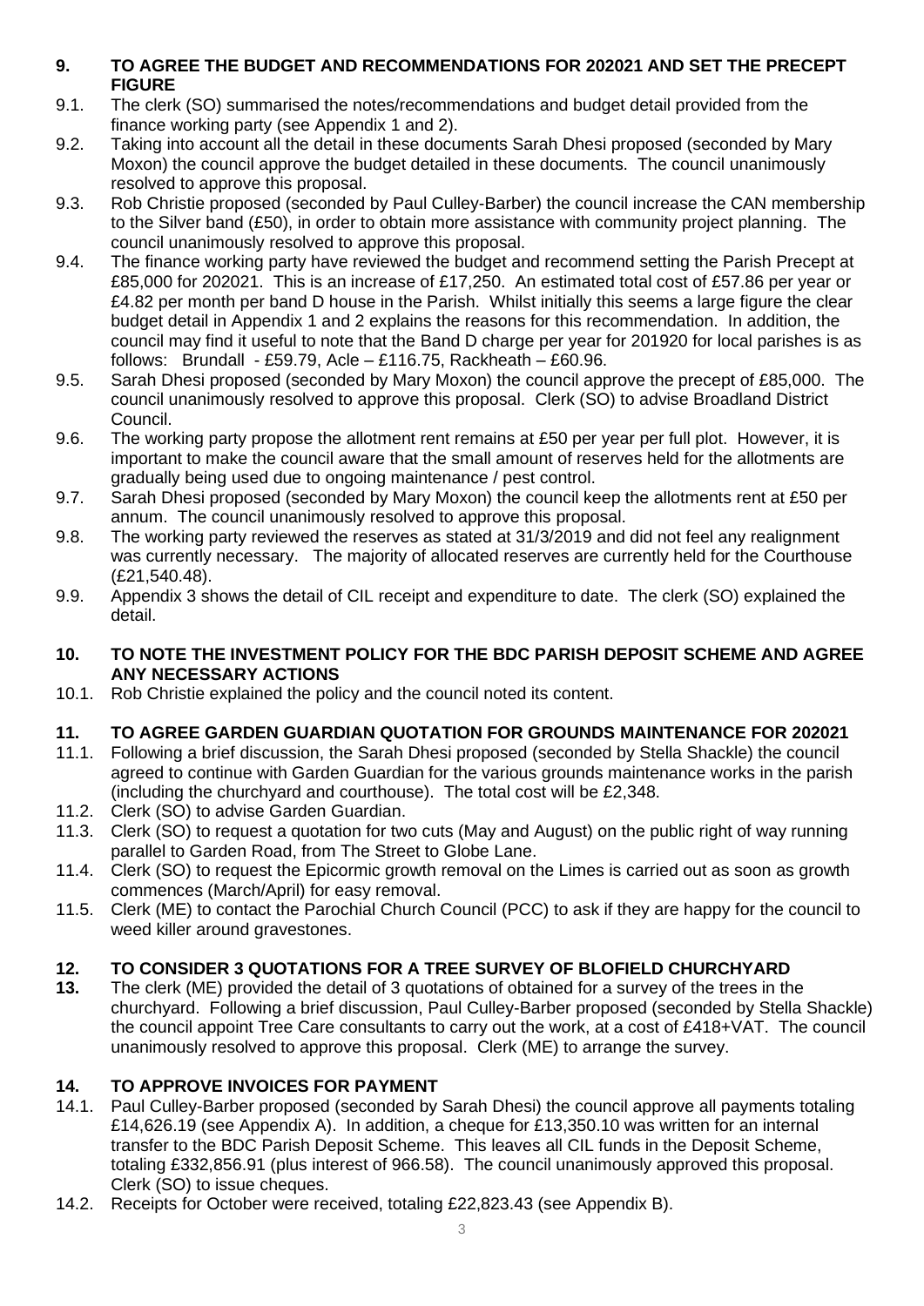## 9. TO AGREE THE BUDGET AND RECOMMENDATIONS FOR 202021 AND SET THE PRECEPT FIGURE

9.1. The clerk (SO) summarised the notes/recommendations and budget detail provided from the finance working party (see Appendix 1 and 2).

9.2. Taking into account all the detail in these documents Sarah Dhesi proposed (seconded by Mary Moxon) the council approve the budget detailed in these documents. The council unanimously resolved to approve this proposal.

9.3. Rob Christie proposed (seconded by Paul Culley-Barber) the council increase the CAN membership to the Silver band (£50), in order to obtain more assistance with community project planning. The council unanimously resolved to approve this proposal.

9.4. The finance working party have reviewed the budget and recommend setting the Parish Precept at £85,000 for 202021. This is an increase of £17,250. An estimated total cost of £57.86 per year or £4.82 per month per band D house in the Parish. Whilst initially this seems a large figure the clear budget detail in Appendix 1 and 2 explains the reasons for this recommendation. In addition, the council may find it useful to note that the Band D charge per year for 201920 for local parishes is as follows: Brundall - £59.79, Acle – £116.75, Rackheath – £60.96.

9.5. Sarah Dhesi proposed (seconded by Mary Moxon) the council approve the precept of £85,000. The council unanimously resolved to approve this proposal. Clerk (SO) to advise Broadland District Council.

9.6. The working party propose the allotment rent remains at £50 per year per full plot. However, it is important to make the council aware that the small amount of reserves held for the allotments are gradually being used due to ongoing maintenance / pest control.

9.7. Sarah Dhesi proposed (seconded by Mary Moxon) the council keep the allotments rent at £50 per annum. The council unanimously resolved to approve this proposal.

9.8. The working party reviewed the reserves as stated at 31/3/2019 and did not feel any realignment was currently necessary. The majority of allocated reserves are currently held for the Courthouse (£21,540.48).

9.9. Appendix 3 shows the detail of CIL receipt and expenditure to date. The clerk (SO) explained the detail.

## 10. TO NOTE THE INVESTMENT POLICY FOR THE BDC PARISH DEPOSIT SCHEME AND AGREE ANY NECESSARY ACTIONS

10.1. Rob Christie explained the policy and the council noted its content.

## 11. TO AGREE GARDEN GUARDIAN QUOTATION FOR GROUNDS MAINTENANCE FOR 202021

11.1. Following a brief discussion, the Sarah Dhesi proposed (seconded by Stella Shackle) the council agreed to continue with Garden Guardian for the various grounds maintenance works in the parish (including the churchyard and courthouse). The total cost will be £2,348.

11.2. Clerk (SO) to advise Garden Guardian.

11.3. Clerk (SO) to request a quotation for two cuts (May and August) on the public right of way running parallel to Garden Road, from The Street to Globe Lane.

11.4. Clerk (SO) to request the Epicormic growth removal on the Limes is carried out as soon as growth commences (March/April) for easy removal.

11.5. Clerk (ME) to contact the Parochial Church Council (PCC) to ask if they are happy for the council to weed killer around gravestones.

## 12. TO CONSIDER 3 QUOTATIONS FOR A TREE SURVEY OF BLOFIELD CHURCHYARD

**13.** The clerk (ME) provided the detail of 3 quotations of obtained for a survey of the trees in the churchyard. Following a brief discussion, Paul Culley-Barber proposed (seconded by Stella Shackle) the council appoint Tree Care consultants to carry out the work, at a cost of £418+VAT. The council unanimously resolved to approve this proposal. Clerk (ME) to arrange the survey.

## 14. TO APPROVE INVOICES FOR PAYMENT

14.1. Paul Culley-Barber proposed (seconded by Sarah Dhesi) the council approve all payments totaling £14,626.19 (see Appendix A). In addition, a cheque for £13,350.10 was written for an internal transfer to the BDC Parish Deposit Scheme. This leaves all CIL funds in the Deposit Scheme, totaling £332,856.91 (plus interest of 966.58). The council unanimously approved this proposal. Clerk (SO) to issue cheques.

14.2. Receipts for October were received, totaling £22,823.43 (see Appendix B).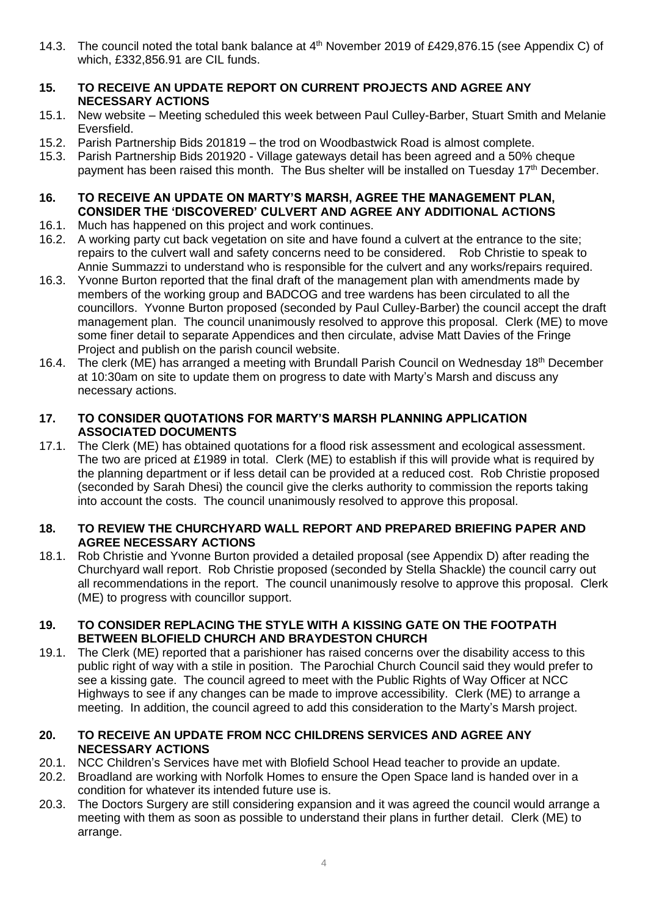14.3. The council noted the total bank balance at 4th November 2019 of £429,876.15 (see Appendix C) of which, £332,856.91 are CIL funds.

**15. TO RECEIVE AN UPDATE REPORT ON CURRENT PROJECTS AND AGREE ANY NECESSARY ACTIONS**

15.1. New website – Meeting scheduled this week between Paul Culley-Barber, Stuart Smith and Melanie Eversfield.

15.2. Parish Partnership Bids 201819 – the trod on Woodbastwick Road is almost complete.

15.3. Parish Partnership Bids 201920 - Village gateways detail has been agreed and a 50% cheque payment has been raised this month. The Bus shelter will be installed on Tuesday 17th December.

**16. TO RECEIVE AN UPDATE ON MARTY'S MARSH, AGREE THE MANAGEMENT PLAN, CONSIDER THE 'DISCOVERED' CULVERT AND AGREE ANY ADDITIONAL ACTIONS**

16.1. Much has happened on this project and work continues.

16.2. A working party cut back vegetation on site and have found a culvert at the entrance to the site; repairs to the culvert wall and safety concerns need to be considered. Rob Christie to speak to Annie Summazzi to understand who is responsible for the culvert and any works/repairs required.

16.3. Yvonne Burton reported that the final draft of the management plan with amendments made by members of the working group and BADCOG and tree wardens has been circulated to all the councillors. Yvonne Burton proposed (seconded by Paul Culley-Barber) the council accept the draft management plan. The council unanimously resolved to approve this proposal. Clerk (ME) to move some finer detail to separate Appendices and then circulate, advise Matt Davies of the Fringe Project and publish on the parish council website.

16.4. The clerk (ME) has arranged a meeting with Brundall Parish Council on Wednesday 18th December at 10:30am on site to update them on progress to date with Marty's Marsh and discuss any necessary actions.

**17. TO CONSIDER QUOTATIONS FOR MARTY'S MARSH PLANNING APPLICATION ASSOCIATED DOCUMENTS**

17.1. The Clerk (ME) has obtained quotations for a flood risk assessment and ecological assessment. The two are priced at £1989 in total. Clerk (ME) to establish if this will provide what is required by the planning department or if less detail can be provided at a reduced cost. Rob Christie proposed (seconded by Sarah Dhesi) the council give the clerks authority to commission the reports taking into account the costs. The council unanimously resolved to approve this proposal.

**18. TO REVIEW THE CHURCHYARD WALL REPORT AND PREPARED BRIEFING PAPER AND AGREE NECESSARY ACTIONS**

18.1. Rob Christie and Yvonne Burton provided a detailed proposal (see Appendix D) after reading the Churchyard wall report. Rob Christie proposed (seconded by Stella Shackle) the council carry out all recommendations in the report. The council unanimously resolve to approve this proposal. Clerk (ME) to progress with councillor support.

**19. TO CONSIDER REPLACING THE STYLE WITH A KISSING GATE ON THE FOOTPATH BETWEEN BLOFIELD CHURCH AND BRAYDESTON CHURCH**

19.1. The Clerk (ME) reported that a parishioner has raised concerns over the disability access to this public right of way with a stile in position. The Parochial Church Council said they would prefer to see a kissing gate. The council agreed to meet with the Public Rights of Way Officer at NCC Highways to see if any changes can be made to improve accessibility. Clerk (ME) to arrange a meeting. In addition, the council agreed to add this consideration to the Marty's Marsh project.

**20. TO RECEIVE AN UPDATE FROM NCC CHILDRENS SERVICES AND AGREE ANY NECESSARY ACTIONS**

20.1. NCC Children's Services have met with Blofield School Head teacher to provide an update.

20.2. Broadland are working with Norfolk Homes to ensure the Open Space land is handed over in a condition for whatever its intended future use is.

20.3. The Doctors Surgery are still considering expansion and it was agreed the council would arrange a meeting with them as soon as possible to understand their plans in further detail. Clerk (ME) to arrange.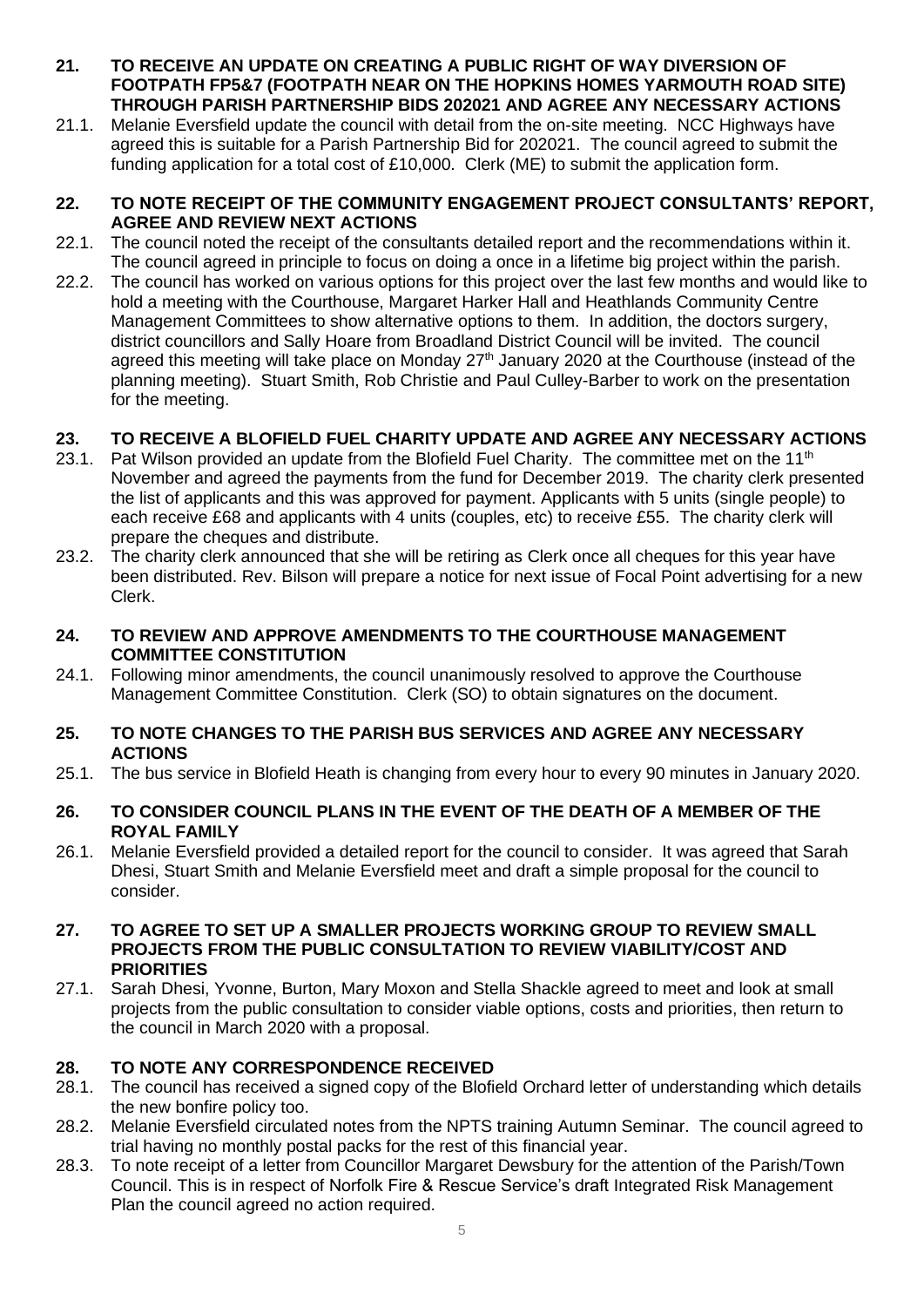## 21. TO RECEIVE AN UPDATE ON CREATING A PUBLIC RIGHT OF WAY DIVERSION OF FOOTPATH FP5&7 (FOOTPATH NEAR ON THE HOPKINS HOMES YARMOUTH ROAD SITE) THROUGH PARISH PARTNERSHIP BIDS 202021 AND AGREE ANY NECESSARY ACTIONS

21.1. Melanie Eversfield update the council with detail from the on-site meeting. NCC Highways have agreed this is suitable for a Parish Partnership Bid for 202021. The council agreed to submit the funding application for a total cost of £10,000. Clerk (ME) to submit the application form.

## 22. TO NOTE RECEIPT OF THE COMMUNITY ENGAGEMENT PROJECT CONSULTANTS' REPORT, AGREE AND REVIEW NEXT ACTIONS

22.1. The council noted the receipt of the consultants detailed report and the recommendations within it. The council agreed in principle to focus on doing a once in a lifetime big project within the parish.

22.2. The council has worked on various options for this project over the last few months and would like to hold a meeting with the Courthouse, Margaret Harker Hall and Heathlands Community Centre Management Committees to show alternative options to them. In addition, the doctors surgery, district councillors and Sally Hoare from Broadland District Council will be invited. The council agreed this meeting will take place on Monday 27th January 2020 at the Courthouse (instead of the planning meeting). Stuart Smith, Rob Christie and Paul Culley-Barber to work on the presentation for the meeting.

## 23. TO RECEIVE A BLOFIELD FUEL CHARITY UPDATE AND AGREE ANY NECESSARY ACTIONS

23.1. Pat Wilson provided an update from the Blofield Fuel Charity. The committee met on the 11th November and agreed the payments from the fund for December 2019. The charity clerk presented the list of applicants and this was approved for payment. Applicants with 5 units (single people) to each receive £68 and applicants with 4 units (couples, etc) to receive £55. The charity clerk will prepare the cheques and distribute.

23.2. The charity clerk announced that she will be retiring as Clerk once all cheques for this year have been distributed. Rev. Bilson will prepare a notice for next issue of Focal Point advertising for a new Clerk.

## 24. TO REVIEW AND APPROVE AMENDMENTS TO THE COURTHOUSE MANAGEMENT COMMITTEE CONSTITUTION

24.1. Following minor amendments, the council unanimously resolved to approve the Courthouse Management Committee Constitution. Clerk (SO) to obtain signatures on the document.

## 25. TO NOTE CHANGES TO THE PARISH BUS SERVICES AND AGREE ANY NECESSARY ACTIONS

25.1. The bus service in Blofield Heath is changing from every hour to every 90 minutes in January 2020.

## 26. TO CONSIDER COUNCIL PLANS IN THE EVENT OF THE DEATH OF A MEMBER OF THE ROYAL FAMILY

26.1. Melanie Eversfield provided a detailed report for the council to consider. It was agreed that Sarah Dhesi, Stuart Smith and Melanie Eversfield meet and draft a simple proposal for the council to consider.

## 27. TO AGREE TO SET UP A SMALLER PROJECTS WORKING GROUP TO REVIEW SMALL PROJECTS FROM THE PUBLIC CONSULTATION TO REVIEW VIABILITY/COST AND PRIORITIES

27.1. Sarah Dhesi, Yvonne, Burton, Mary Moxon and Stella Shackle agreed to meet and look at small projects from the public consultation to consider viable options, costs and priorities, then return to the council in March 2020 with a proposal.

## 28. TO NOTE ANY CORRESPONDENCE RECEIVED

28.1. The council has received a signed copy of the Blofield Orchard letter of understanding which details the new bonfire policy too.

28.2. Melanie Eversfield circulated notes from the NPTS training Autumn Seminar. The council agreed to trial having no monthly postal packs for the rest of this financial year.

28.3. To note receipt of a letter from Councillor Margaret Dewsbury for the attention of the Parish/Town Council. This is in respect of Norfolk Fire & Rescue Service's draft Integrated Risk Management Plan the council agreed no action required.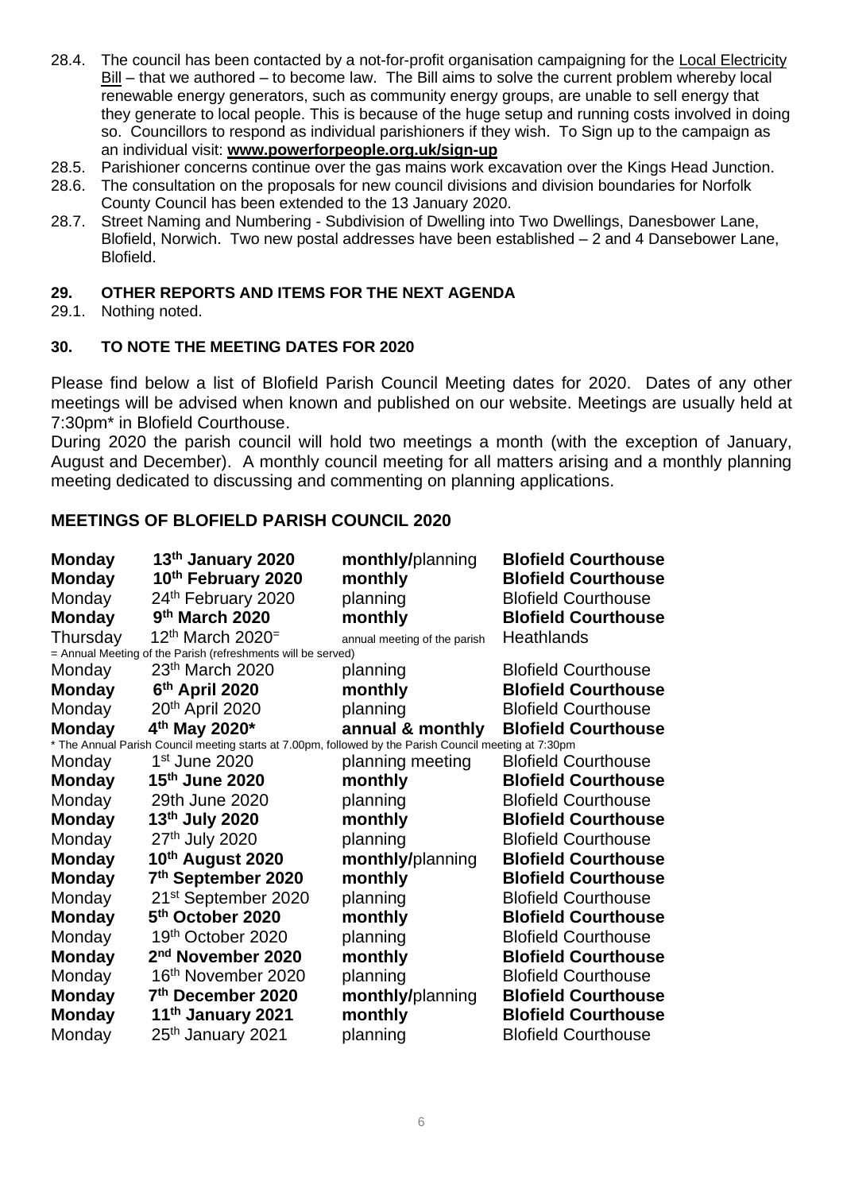28.4. The council has been contacted by a not-for-profit organisation campaigning for the Local Electricity Bill – that we authored – to become law. The Bill aims to solve the current problem whereby local renewable energy generators, such as community energy groups, are unable to sell energy that they generate to local people. This is because of the huge setup and running costs involved in doing so. Councillors to respond as individual parishioners if they wish. To Sign up to the campaign as an individual visit: **www.powerforpeople.org.uk/sign-up**

28.5. Parishioner concerns continue over the gas mains work excavation over the Kings Head Junction.

28.6. The consultation on the proposals for new council divisions and division boundaries for Norfolk County Council has been extended to the 13 January 2020.

28.7. Street Naming and Numbering - Subdivision of Dwelling into Two Dwellings, Danesbower Lane, Blofield, Norwich. Two new postal addresses have been established – 2 and 4 Dansebower Lane, Blofield.

## 29. OTHER REPORTS AND ITEMS FOR THE NEXT AGENDA

29.1. Nothing noted.

## 30. TO NOTE THE MEETING DATES FOR 2020

Please find below a list of Blofield Parish Council Meeting dates for 2020. Dates of any other meetings will be advised when known and published on our website. Meetings are usually held at 7:30pm* in Blofield Courthouse.

During 2020 the parish council will hold two meetings a month (with the exception of January, August and December). A monthly council meeting for all matters arising and a monthly planning meeting dedicated to discussing and commenting on planning applications.

## MEETINGS OF BLOFIELD PARISH COUNCIL 2020

| | | | |
|---|---|---|---|
| **Monday** | **13th January 2020** | **monthly/**planning | **Blofield Courthouse** |
| **Monday** | **10th February 2020** | **monthly** | **Blofield Courthouse** |
| Monday | 24th February 2020 | planning | Blofield Courthouse |
| **Monday** | **9th March 2020** | **monthly** | **Blofield Courthouse** |
| Thursday | 12th March 2020= | annual meeting of the parish | Heathlands |
| = Annual Meeting of the Parish (refreshments will be served) | | | |
| Monday | 23th March 2020 | planning | Blofield Courthouse |
| **Monday** | **6th April 2020** | **monthly** | **Blofield Courthouse** |
| Monday | 20th April 2020 | planning | Blofield Courthouse |
| **Monday** | **4th May 2020*** | **annual & monthly** | **Blofield Courthouse** |
| * The Annual Parish Council meeting starts at 7.00pm, followed by the Parish Council meeting at 7:30pm | | | |
| Monday | 1st June 2020 | planning meeting | Blofield Courthouse |
| **Monday** | **15th June 2020** | **monthly** | **Blofield Courthouse** |
| Monday | 29th June 2020 | planning | Blofield Courthouse |
| **Monday** | **13th July 2020** | **monthly** | **Blofield Courthouse** |
| Monday | 27th July 2020 | planning | Blofield Courthouse |
| **Monday** | **10th August 2020** | **monthly/**planning | **Blofield Courthouse** |
| **Monday** | **7th September 2020** | **monthly** | **Blofield Courthouse** |
| Monday | 21st September 2020 | planning | Blofield Courthouse |
| **Monday** | **5th October 2020** | **monthly** | **Blofield Courthouse** |
| Monday | 19th October 2020 | planning | Blofield Courthouse |
| **Monday** | **2nd November 2020** | **monthly** | **Blofield Courthouse** |
| Monday | 16th November 2020 | planning | Blofield Courthouse |
| **Monday** | **7th December 2020** | **monthly/**planning | **Blofield Courthouse** |
| **Monday** | **11th January 2021** | **monthly** | **Blofield Courthouse** |
| Monday | 25th January 2021 | planning | Blofield Courthouse |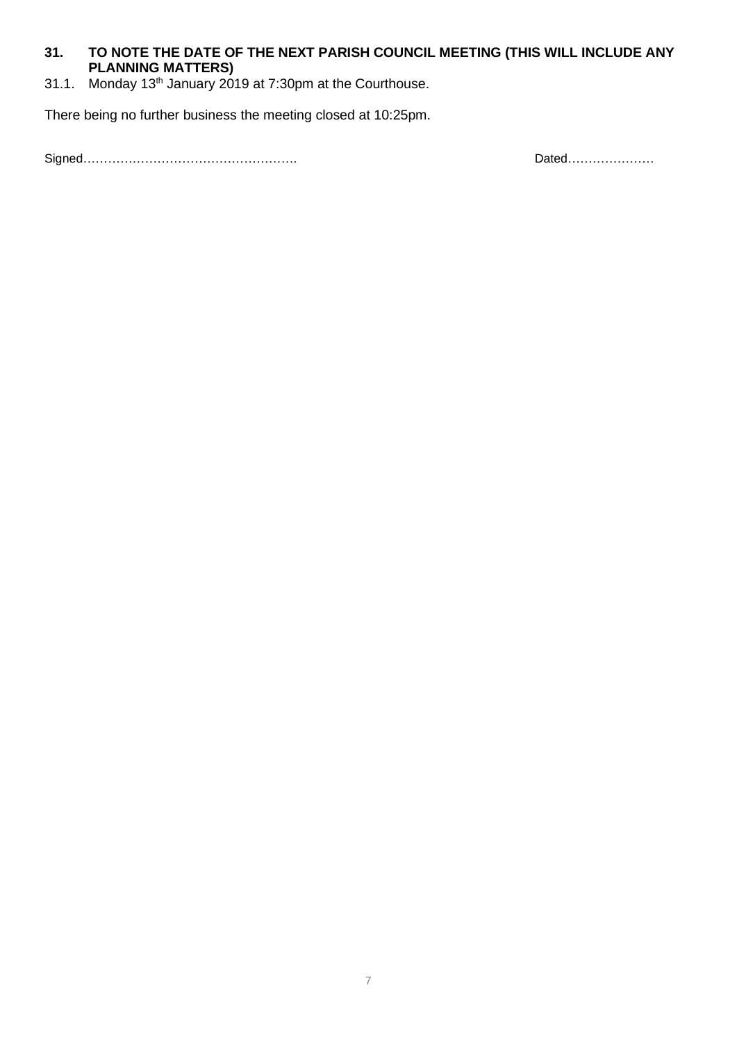**31. TO NOTE THE DATE OF THE NEXT PARISH COUNCIL MEETING (THIS WILL INCLUDE ANY PLANNING MATTERS)**

31.1. Monday 13th January 2019 at 7:30pm at the Courthouse.

There being no further business the meeting closed at 10:25pm.

Signed……………………………………………. Dated…………………